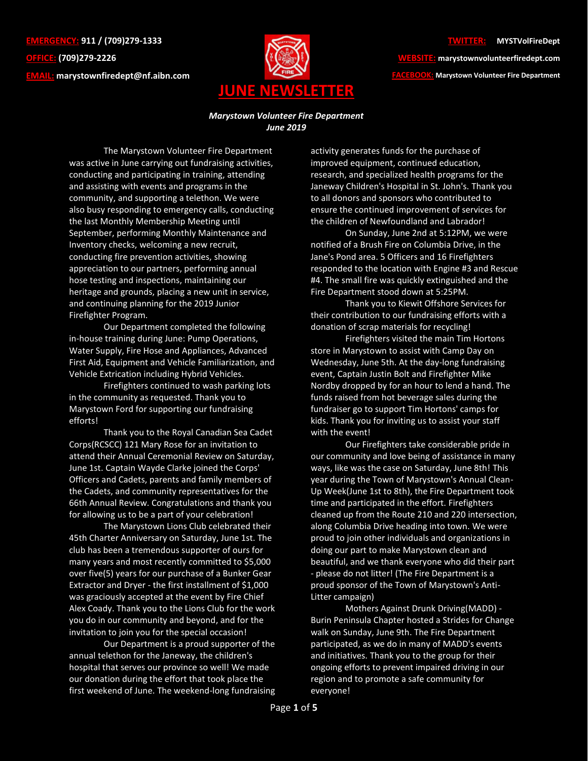**EMERGENCY:** 911 / (709)279-1333
**OFFICE:** (709)279-2226
**EMAIL:** marystownfiredept@nf.aibn.com

**TWITTER:** MYSTVolFireDept
**WEBSITE:** marystownvolunteerfiredept.com
**FACEBOOK:** Marystown Volunteer Fire Department

# JUNE NEWSLETTER

***Marystown Volunteer Fire Department***
***June 2019***

The Marystown Volunteer Fire Department was active in June carrying out fundraising activities, conducting and participating in training, attending and assisting with events and programs in the community, and supporting a telethon. We were also busy responding to emergency calls, conducting the last Monthly Membership Meeting until September, performing Monthly Maintenance and Inventory checks, welcoming a new recruit, conducting fire prevention activities, showing appreciation to our partners, performing annual hose testing and inspections, maintaining our heritage and grounds, placing a new unit in service, and continuing planning for the 2019 Junior Firefighter Program.

Our Department completed the following in-house training during June: Pump Operations, Water Supply, Fire Hose and Appliances, Advanced First Aid, Equipment and Vehicle Familiarization, and Vehicle Extrication including Hybrid Vehicles.

Firefighters continued to wash parking lots in the community as requested. Thank you to Marystown Ford for supporting our fundraising efforts!

Thank you to the Royal Canadian Sea Cadet Corps(RCSCC) 121 Mary Rose for an invitation to attend their Annual Ceremonial Review on Saturday, June 1st. Captain Wayde Clarke joined the Corps' Officers and Cadets, parents and family members of the Cadets, and community representatives for the 66th Annual Review. Congratulations and thank you for allowing us to be a part of your celebration!

The Marystown Lions Club celebrated their 45th Charter Anniversary on Saturday, June 1st. The club has been a tremendous supporter of ours for many years and most recently committed to $5,000 over five(5) years for our purchase of a Bunker Gear Extractor and Dryer - the first installment of $1,000 was graciously accepted at the event by Fire Chief Alex Coady. Thank you to the Lions Club for the work you do in our community and beyond, and for the invitation to join you for the special occasion!

Our Department is a proud supporter of the annual telethon for the Janeway, the children's hospital that serves our province so well! We made our donation during the effort that took place the first weekend of June. The weekend-long fundraising activity generates funds for the purchase of improved equipment, continued education, research, and specialized health programs for the Janeway Children's Hospital in St. John's. Thank you to all donors and sponsors who contributed to ensure the continued improvement of services for the children of Newfoundland and Labrador!

On Sunday, June 2nd at 5:12PM, we were notified of a Brush Fire on Columbia Drive, in the Jane's Pond area. 5 Officers and 16 Firefighters responded to the location with Engine #3 and Rescue #4. The small fire was quickly extinguished and the Fire Department stood down at 5:25PM.

Thank you to Kiewit Offshore Services for their contribution to our fundraising efforts with a donation of scrap materials for recycling!

Firefighters visited the main Tim Hortons store in Marystown to assist with Camp Day on Wednesday, June 5th. At the day-long fundraising event, Captain Justin Bolt and Firefighter Mike Nordby dropped by for an hour to lend a hand. The funds raised from hot beverage sales during the fundraiser go to support Tim Hortons' camps for kids. Thank you for inviting us to assist your staff with the event!

Our Firefighters take considerable pride in our community and love being of assistance in many ways, like was the case on Saturday, June 8th! This year during the Town of Marystown's Annual Clean-Up Week(June 1st to 8th), the Fire Department took time and participated in the effort. Firefighters cleaned up from the Route 210 and 220 intersection, along Columbia Drive heading into town. We were proud to join other individuals and organizations in doing our part to make Marystown clean and beautiful, and we thank everyone who did their part - please do not litter! (The Fire Department is a proud sponsor of the Town of Marystown's Anti-Litter campaign)

Mothers Against Drunk Driving(MADD) - Burin Peninsula Chapter hosted a Strides for Change walk on Sunday, June 9th. The Fire Department participated, as we do in many of MADD's events and initiatives. Thank you to the group for their ongoing efforts to prevent impaired driving in our region and to promote a safe community for everyone!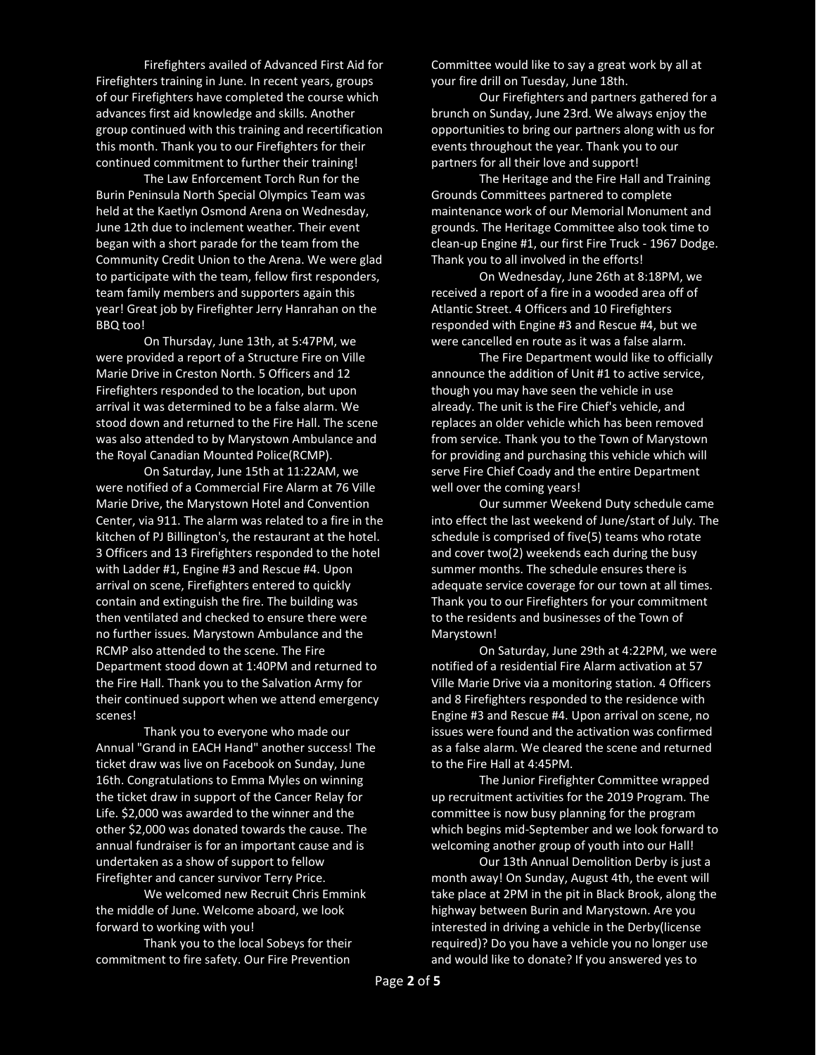Firefighters availed of Advanced First Aid for Firefighters training in June. In recent years, groups of our Firefighters have completed the course which advances first aid knowledge and skills. Another group continued with this training and recertification this month. Thank you to our Firefighters for their continued commitment to further their training!

The Law Enforcement Torch Run for the Burin Peninsula North Special Olympics Team was held at the Kaetlyn Osmond Arena on Wednesday, June 12th due to inclement weather. Their event began with a short parade for the team from the Community Credit Union to the Arena. We were glad to participate with the team, fellow first responders, team family members and supporters again this year! Great job by Firefighter Jerry Hanrahan on the BBQ too!

On Thursday, June 13th, at 5:47PM, we were provided a report of a Structure Fire on Ville Marie Drive in Creston North. 5 Officers and 12 Firefighters responded to the location, but upon arrival it was determined to be a false alarm. We stood down and returned to the Fire Hall. The scene was also attended to by Marystown Ambulance and the Royal Canadian Mounted Police(RCMP).

On Saturday, June 15th at 11:22AM, we were notified of a Commercial Fire Alarm at 76 Ville Marie Drive, the Marystown Hotel and Convention Center, via 911. The alarm was related to a fire in the kitchen of PJ Billington's, the restaurant at the hotel. 3 Officers and 13 Firefighters responded to the hotel with Ladder #1, Engine #3 and Rescue #4. Upon arrival on scene, Firefighters entered to quickly contain and extinguish the fire. The building was then ventilated and checked to ensure there were no further issues. Marystown Ambulance and the RCMP also attended to the scene. The Fire Department stood down at 1:40PM and returned to the Fire Hall. Thank you to the Salvation Army for their continued support when we attend emergency scenes!

Thank you to everyone who made our Annual "Grand in EACH Hand" another success! The ticket draw was live on Facebook on Sunday, June 16th. Congratulations to Emma Myles on winning the ticket draw in support of the Cancer Relay for Life. $2,000 was awarded to the winner and the other $2,000 was donated towards the cause. The annual fundraiser is for an important cause and is undertaken as a show of support to fellow Firefighter and cancer survivor Terry Price.

We welcomed new Recruit Chris Emmink the middle of June. Welcome aboard, we look forward to working with you!

Thank you to the local Sobeys for their commitment to fire safety. Our Fire Prevention Committee would like to say a great work by all at your fire drill on Tuesday, June 18th.

Our Firefighters and partners gathered for a brunch on Sunday, June 23rd. We always enjoy the opportunities to bring our partners along with us for events throughout the year. Thank you to our partners for all their love and support!

The Heritage and the Fire Hall and Training Grounds Committees partnered to complete maintenance work of our Memorial Monument and grounds. The Heritage Committee also took time to clean-up Engine #1, our first Fire Truck - 1967 Dodge. Thank you to all involved in the efforts!

On Wednesday, June 26th at 8:18PM, we received a report of a fire in a wooded area off of Atlantic Street. 4 Officers and 10 Firefighters responded with Engine #3 and Rescue #4, but we were cancelled en route as it was a false alarm.

The Fire Department would like to officially announce the addition of Unit #1 to active service, though you may have seen the vehicle in use already. The unit is the Fire Chief's vehicle, and replaces an older vehicle which has been removed from service. Thank you to the Town of Marystown for providing and purchasing this vehicle which will serve Fire Chief Coady and the entire Department well over the coming years!

Our summer Weekend Duty schedule came into effect the last weekend of June/start of July. The schedule is comprised of five(5) teams who rotate and cover two(2) weekends each during the busy summer months. The schedule ensures there is adequate service coverage for our town at all times. Thank you to our Firefighters for your commitment to the residents and businesses of the Town of Marystown!

On Saturday, June 29th at 4:22PM, we were notified of a residential Fire Alarm activation at 57 Ville Marie Drive via a monitoring station. 4 Officers and 8 Firefighters responded to the residence with Engine #3 and Rescue #4. Upon arrival on scene, no issues were found and the activation was confirmed as a false alarm. We cleared the scene and returned to the Fire Hall at 4:45PM.

The Junior Firefighter Committee wrapped up recruitment activities for the 2019 Program. The committee is now busy planning for the program which begins mid-September and we look forward to welcoming another group of youth into our Hall!

Our 13th Annual Demolition Derby is just a month away! On Sunday, August 4th, the event will take place at 2PM in the pit in Black Brook, along the highway between Burin and Marystown. Are you interested in driving a vehicle in the Derby(license required)? Do you have a vehicle you no longer use and would like to donate? If you answered yes to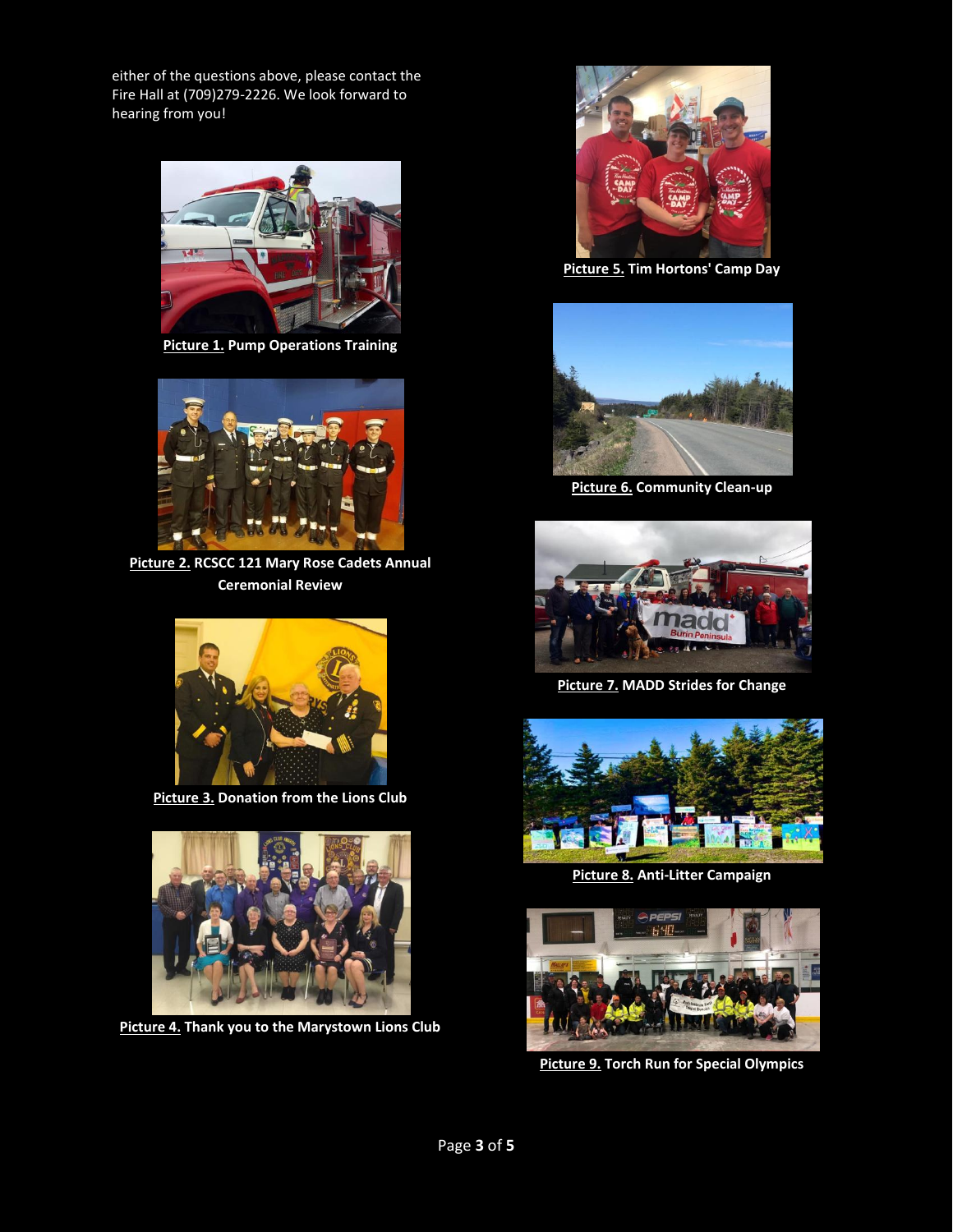either of the questions above, please contact the Fire Hall at (709)279-2226. We look forward to hearing from you!

**Picture 1. Pump Operations Training**

**Picture 2. RCSCC 121 Mary Rose Cadets Annual Ceremonial Review**

**Picture 3. Donation from the Lions Club**

**Picture 4. Thank you to the Marystown Lions Club**

**Picture 5. Tim Hortons' Camp Day**

**Picture 6. Community Clean-up**

**Picture 7. MADD Strides for Change**

**Picture 8. Anti-Litter Campaign**

**Picture 9. Torch Run for Special Olympics**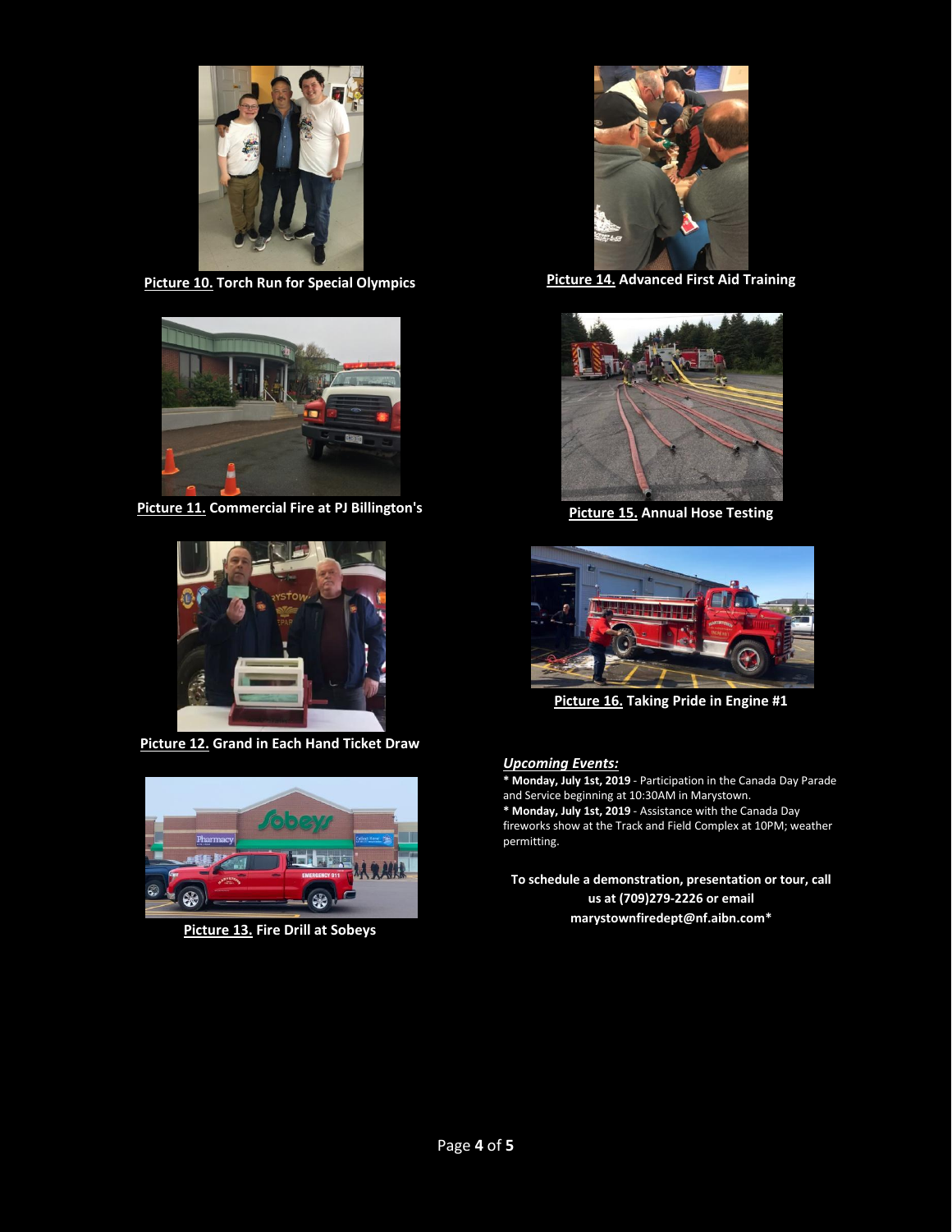**Picture 10.** **Torch Run for Special Olympics**

**Picture 11.** **Commercial Fire at PJ Billington's**

**Picture 12.** **Grand in Each Hand Ticket Draw**

**Picture 13.** **Fire Drill at Sobeys**

**Picture 14.** **Advanced First Aid Training**

**Picture 15.** **Annual Hose Testing**

**Picture 16.** **Taking Pride in Engine #1**

***Upcoming Events:***

* **Monday, July 1st, 2019** - Participation in the Canada Day Parade and Service beginning at 10:30AM in Marystown.
* **Monday, July 1st, 2019** - Assistance with the Canada Day fireworks show at the Track and Field Complex at 10PM; weather permitting.

**To schedule a demonstration, presentation or tour, call us at (709)279-2226 or email marystownfiredept@nf.aibn.com***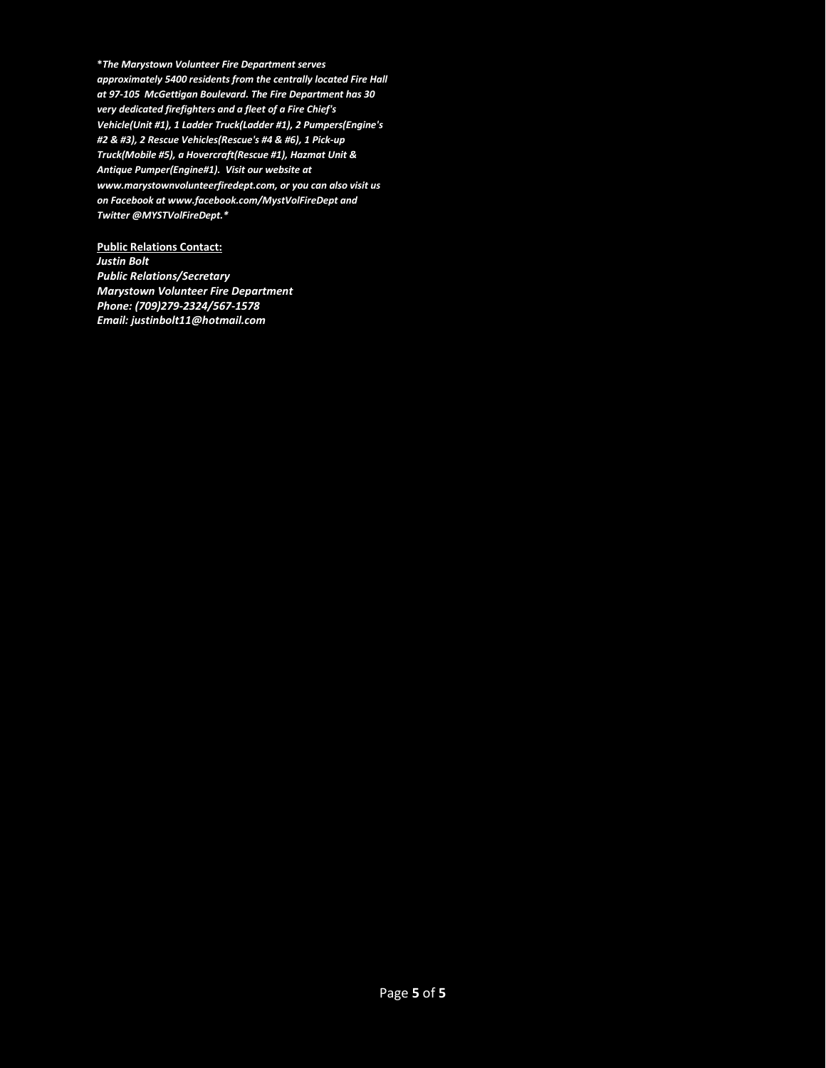*\*The Marystown Volunteer Fire Department serves approximately 5400 residents from the centrally located Fire Hall at 97-105 McGettigan Boulevard. The Fire Department has 30 very dedicated firefighters and a fleet of a Fire Chief's Vehicle(Unit #1), 1 Ladder Truck(Ladder #1), 2 Pumpers(Engine's #2 & #3), 2 Rescue Vehicles(Rescue's #4 & #6), 1 Pick-up Truck(Mobile #5), a Hovercraft(Rescue #1), Hazmat Unit & Antique Pumper(Engine#1). Visit our website at www.marystownvolunteerfiredept.com, or you can also visit us on Facebook at www.facebook.com/MystVolFireDept and Twitter @MYSTVolFireDept.\**

**Public Relations Contact:**
***Justin Bolt***
***Public Relations/Secretary***
***Marystown Volunteer Fire Department***
***Phone: (709)279-2324/567-1578***
***Email: justinbolt11@hotmail.com***